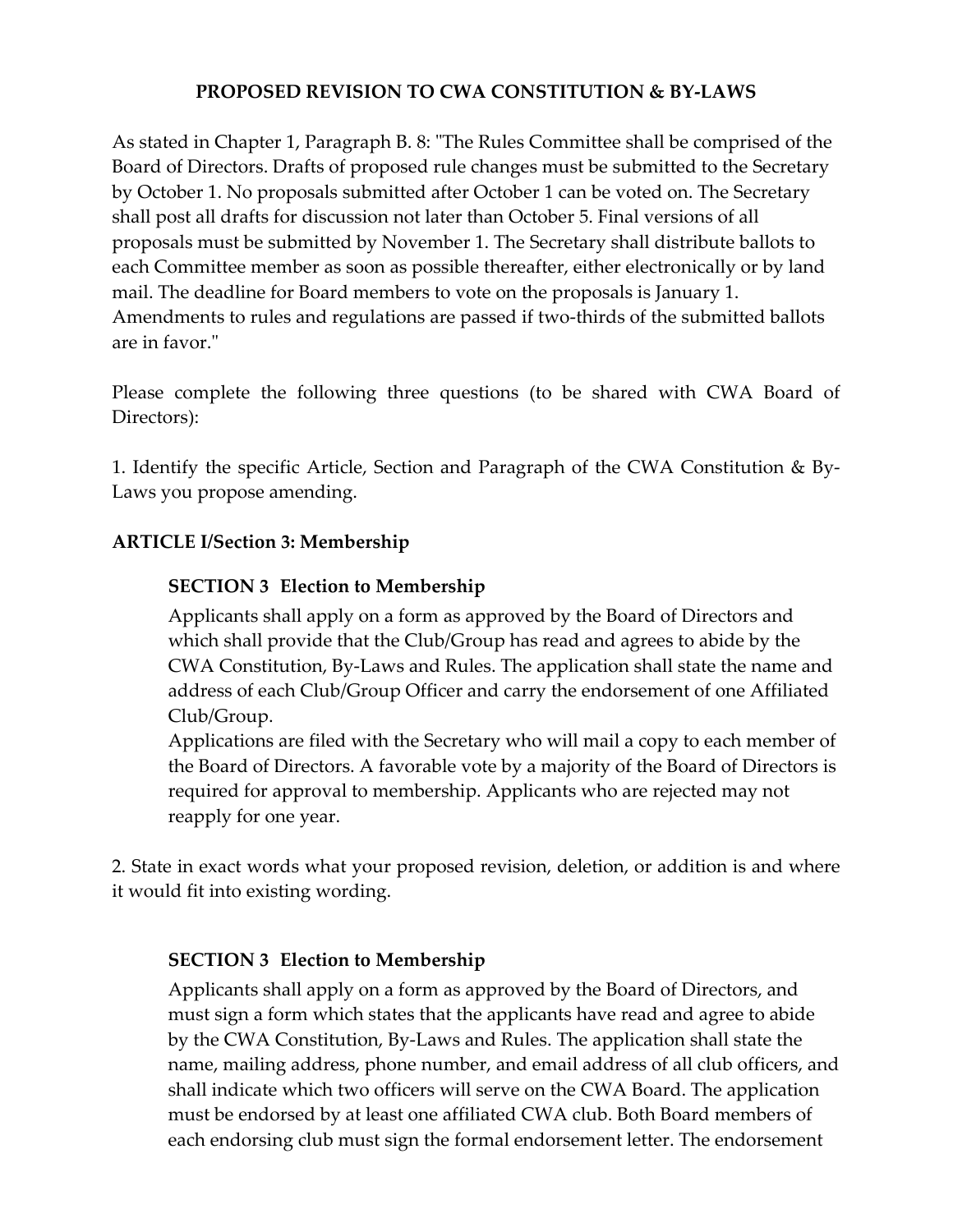# PROPOSED REVISION TO CWA CONSTITUTION & BY-LAWS

As stated in Chapter 1, Paragraph B. 8: "The Rules Committee shall be comprised of the Board of Directors. Drafts of proposed rule changes must be submitted to the Secretary by October 1. No proposals submitted after October 1 can be voted on. The Secretary shall post all drafts for discussion not later than October 5. Final versions of all proposals must be submitted by November 1. The Secretary shall distribute ballots to each Committee member as soon as possible thereafter, either electronically or by land mail. The deadline for Board members to vote on the proposals is January 1. Amendments to rules and regulations are passed if two-thirds of the submitted ballots are in favor."

Please complete the following three questions (to be shared with CWA Board of Directors):

1. Identify the specific Article, Section and Paragraph of the CWA Constitution & By-Laws you propose amending.

**ARTICLE I/Section 3: Membership**

> **SECTION 3 Election to Membership**
>
> Applicants shall apply on a form as approved by the Board of Directors and which shall provide that the Club/Group has read and agrees to abide by the CWA Constitution, By-Laws and Rules. The application shall state the name and address of each Club/Group Officer and carry the endorsement of one Affiliated Club/Group.
>
> Applications are filed with the Secretary who will mail a copy to each member of the Board of Directors. A favorable vote by a majority of the Board of Directors is required for approval to membership. Applicants who are rejected may not reapply for one year.

2. State in exact words what your proposed revision, deletion, or addition is and where it would fit into existing wording.

> **SECTION 3 Election to Membership**
>
> Applicants shall apply on a form as approved by the Board of Directors, and must sign a form which states that the applicants have read and agree to abide by the CWA Constitution, By-Laws and Rules. The application shall state the name, mailing address, phone number, and email address of all club officers, and shall indicate which two officers will serve on the CWA Board. The application must be endorsed by at least one affiliated CWA club. Both Board members of each endorsing club must sign the formal endorsement letter. The endorsement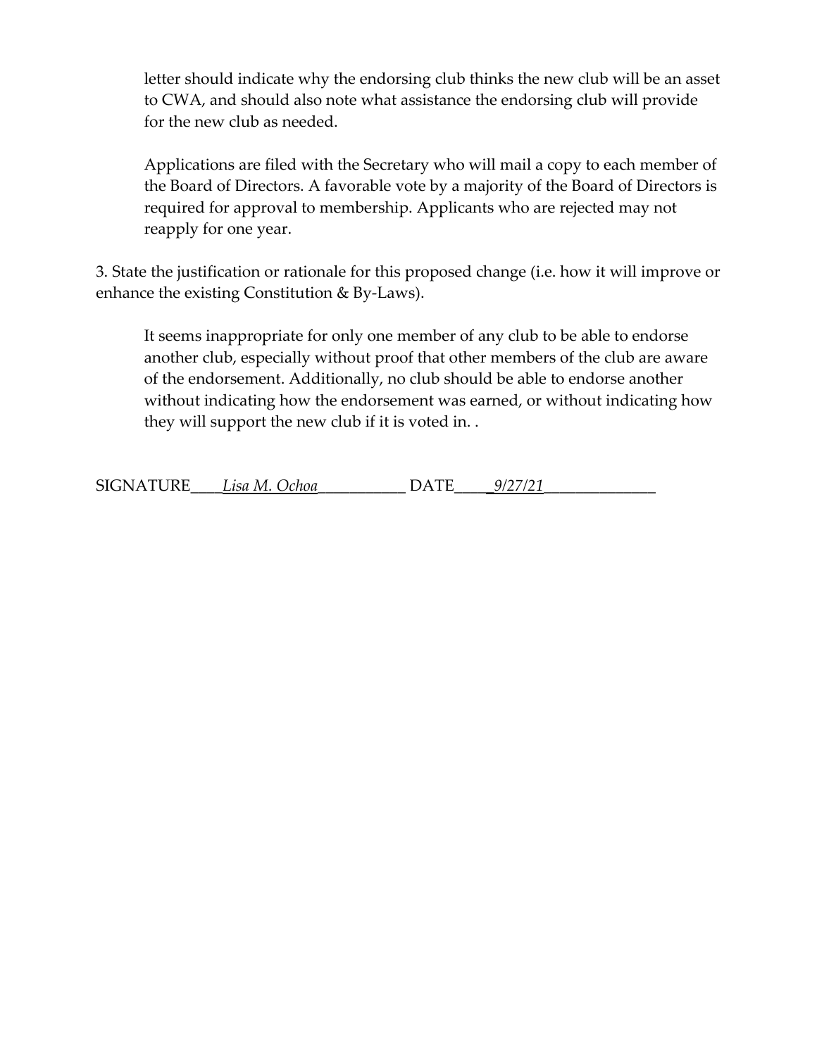letter should indicate why the endorsing club thinks the new club will be an asset to CWA, and should also note what assistance the endorsing club will provide for the new club as needed.

Applications are filed with the Secretary who will mail a copy to each member of the Board of Directors. A favorable vote by a majority of the Board of Directors is required for approval to membership. Applicants who are rejected may not reapply for one year.

3. State the justification or rationale for this proposed change (i.e. how it will improve or enhance the existing Constitution & By-Laws).

It seems inappropriate for only one member of any club to be able to endorse another club, especially without proof that other members of the club are aware of the endorsement. Additionally, no club should be able to endorse another without indicating how the endorsement was earned, or without indicating how they will support the new club if it is voted in. .

SIGNATURE____*Lisa M. Ochoa*___________ DATE____*9/27/21*______________